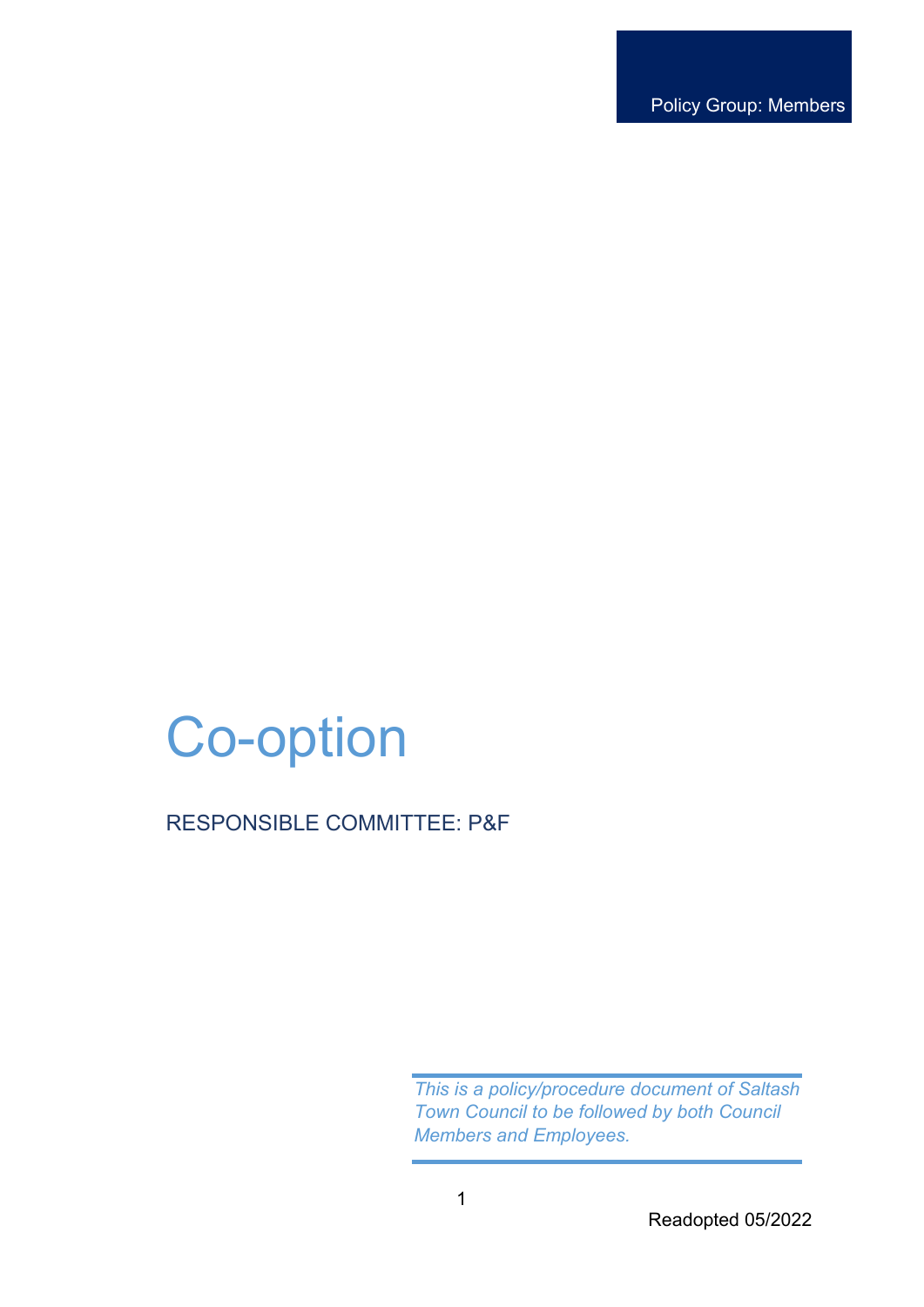Policy Group: Members

# Co-option

RESPONSIBLE COMMITTEE: P&F

*This is a policy/procedure document of Saltash Town Council to be followed by both Council Members and Employees.*

Readopted 05/2022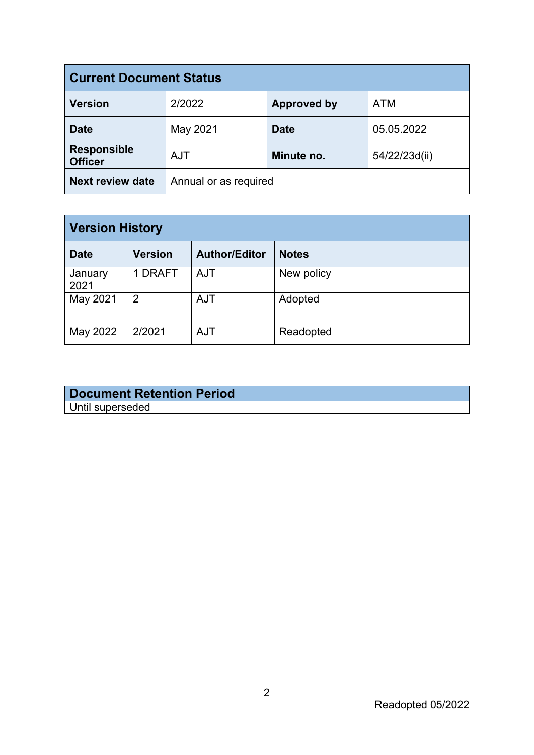| Current Document Status | | | |
|---|---|---|---|
| **Version** | 2/2022 | **Approved by** | ATM |
| **Date** | May 2021 | **Date** | 05.05.2022 |
| **Responsible Officer** | AJT | **Minute no.** | 54/22/23d(ii) |
| **Next review date** | Annual or as required | | |

| Version History | | | |
|---|---|---|---|
| **Date** | **Version** | **Author/Editor** | **Notes** |
| January 2021 | 1 DRAFT | AJT | New policy |
| May 2021 | 2 | AJT | Adopted |
| May 2022 | 2/2021 | AJT | Readopted |

| Document Retention Period |
|---|
| Until superseded |

Readopted 05/2022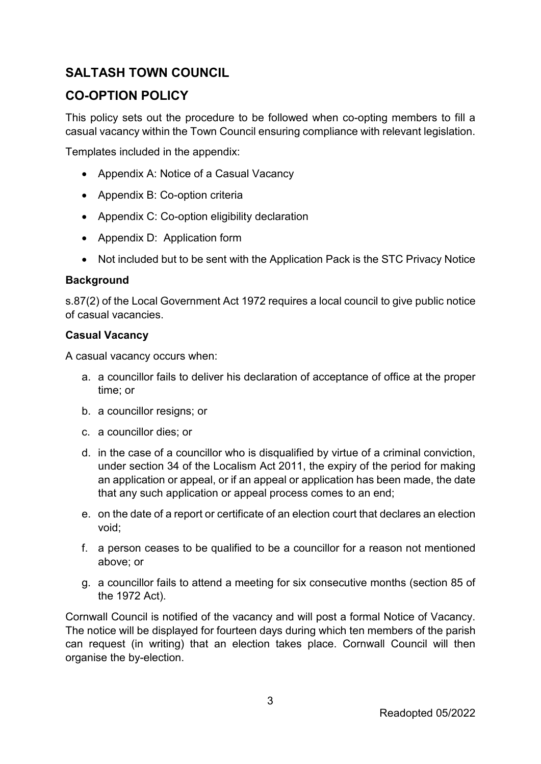## SALTASH TOWN COUNCIL

## CO-OPTION POLICY

This policy sets out the procedure to be followed when co-opting members to fill a casual vacancy within the Town Council ensuring compliance with relevant legislation.

Templates included in the appendix:

- Appendix A: Notice of a Casual Vacancy
- Appendix B: Co-option criteria
- Appendix C: Co-option eligibility declaration
- Appendix D: Application form
- Not included but to be sent with the Application Pack is the STC Privacy Notice

**Background**

s.87(2) of the Local Government Act 1972 requires a local council to give public notice of casual vacancies.

**Casual Vacancy**

A casual vacancy occurs when:

a. a councillor fails to deliver his declaration of acceptance of office at the proper time; or
b. a councillor resigns; or
c. a councillor dies; or
d. in the case of a councillor who is disqualified by virtue of a criminal conviction, under section 34 of the Localism Act 2011, the expiry of the period for making an application or appeal, or if an appeal or application has been made, the date that any such application or appeal process comes to an end;
e. on the date of a report or certificate of an election court that declares an election void;
f. a person ceases to be qualified to be a councillor for a reason not mentioned above; or
g. a councillor fails to attend a meeting for six consecutive months (section 85 of the 1972 Act).

Cornwall Council is notified of the vacancy and will post a formal Notice of Vacancy. The notice will be displayed for fourteen days during which ten members of the parish can request (in writing) that an election takes place. Cornwall Council will then organise the by-election.

Readopted 05/2022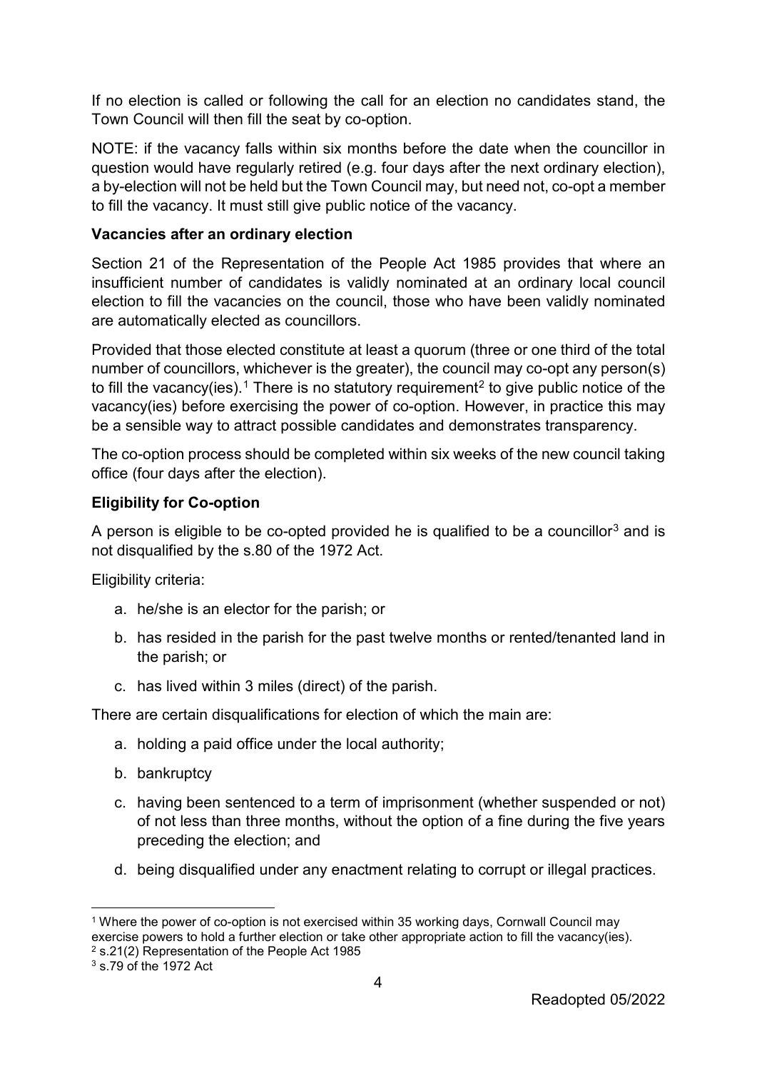If no election is called or following the call for an election no candidates stand, the Town Council will then fill the seat by co-option.

NOTE: if the vacancy falls within six months before the date when the councillor in question would have regularly retired (e.g. four days after the next ordinary election), a by-election will not be held but the Town Council may, but need not, co-opt a member to fill the vacancy. It must still give public notice of the vacancy.

**Vacancies after an ordinary election**

Section 21 of the Representation of the People Act 1985 provides that where an insufficient number of candidates is validly nominated at an ordinary local council election to fill the vacancies on the council, those who have been validly nominated are automatically elected as councillors.

Provided that those elected constitute at least a quorum (three or one third of the total number of councillors, whichever is the greater), the council may co-opt any person(s) to fill the vacancy(ies).[1] There is no statutory requirement[2] to give public notice of the vacancy(ies) before exercising the power of co-option. However, in practice this may be a sensible way to attract possible candidates and demonstrates transparency.

The co-option process should be completed within six weeks of the new council taking office (four days after the election).

**Eligibility for Co-option**

A person is eligible to be co-opted provided he is qualified to be a councillor[3] and is not disqualified by the s.80 of the 1972 Act.

Eligibility criteria:

a. he/she is an elector for the parish; or
b. has resided in the parish for the past twelve months or rented/tenanted land in the parish; or
c. has lived within 3 miles (direct) of the parish.

There are certain disqualifications for election of which the main are:

a. holding a paid office under the local authority;
b. bankruptcy
c. having been sentenced to a term of imprisonment (whether suspended or not) of not less than three months, without the option of a fine during the five years preceding the election; and
d. being disqualified under any enactment relating to corrupt or illegal practices.

---

[1] Where the power of co-option is not exercised within 35 working days, Cornwall Council may exercise powers to hold a further election or take other appropriate action to fill the vacancy(ies).

[2] s.21(2) Representation of the People Act 1985

[3] s.79 of the 1972 Act

Readopted 05/2022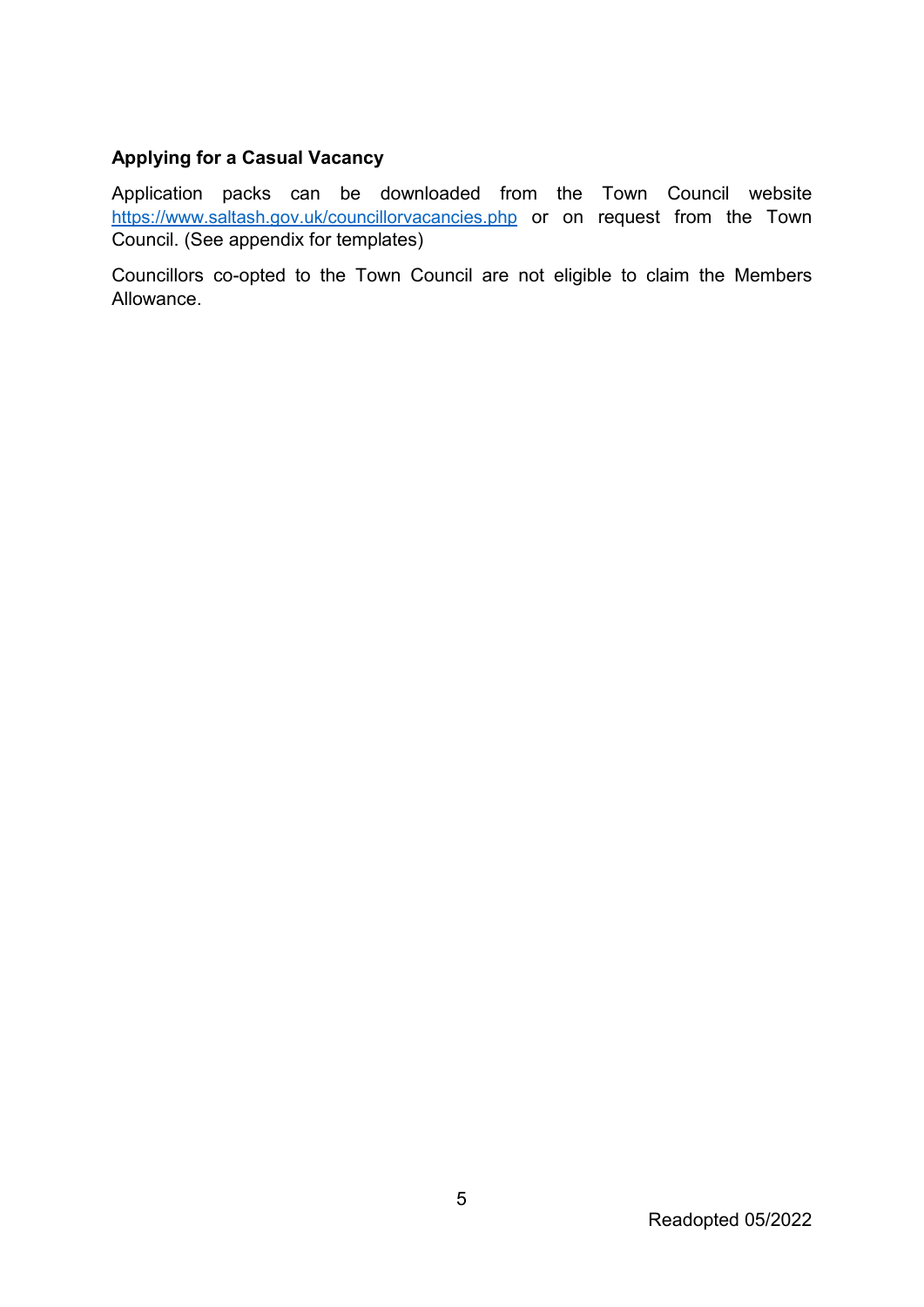**Applying for a Casual Vacancy**

Application packs can be downloaded from the Town Council website [https://www.saltash.gov.uk/councillorvacancies.php](https://www.saltash.gov.uk/councillorvacancies.php) or on request from the Town Council. (See appendix for templates)

Councillors co-opted to the Town Council are not eligible to claim the Members Allowance.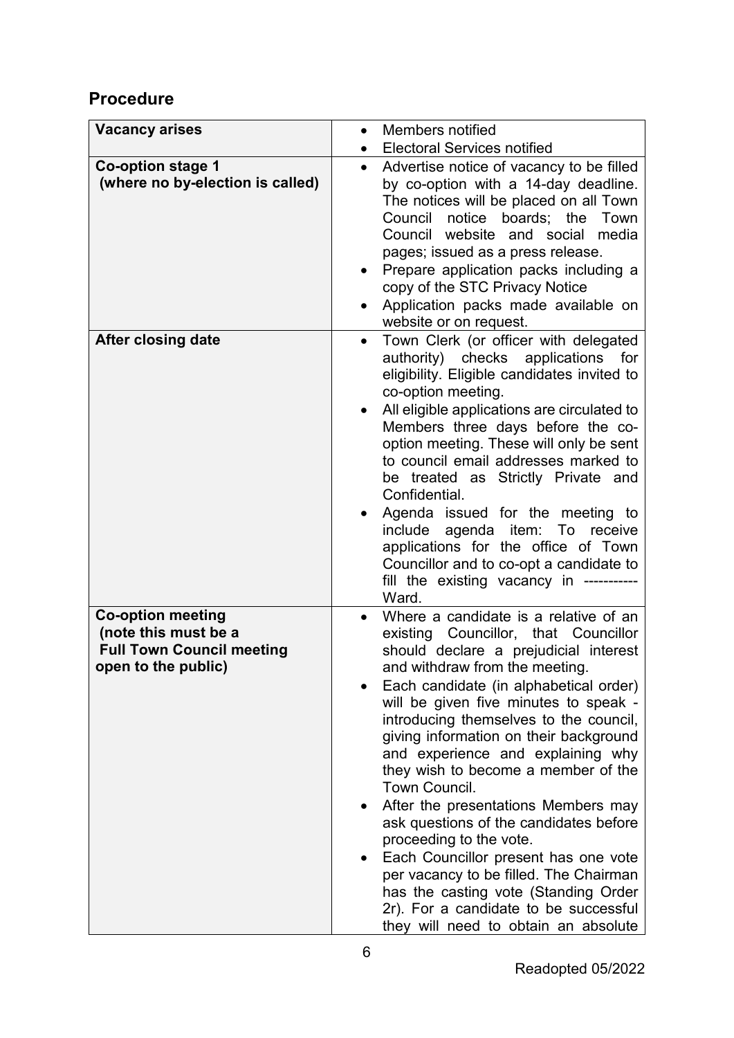## Procedure

| | |
|---|---|
| **Vacancy arises** | • Members notified<br>• Electoral Services notified |
| **Co-option stage 1 (where no by-election is called)** | • Advertise notice of vacancy to be filled by co-option with a 14-day deadline. The notices will be placed on all Town Council notice boards; the Town Council website and social media pages; issued as a press release.<br>• Prepare application packs including a copy of the STC Privacy Notice<br>• Application packs made available on website or on request. |
| **After closing date** | • Town Clerk (or officer with delegated authority) checks applications for eligibility. Eligible candidates invited to co-option meeting.<br>• All eligible applications are circulated to Members three days before the co-option meeting. These will only be sent to council email addresses marked to be treated as Strictly Private and Confidential.<br>• Agenda issued for the meeting to include agenda item: To receive applications for the office of Town Councillor and to co-opt a candidate to fill the existing vacancy in ---------- Ward. |
| **Co-option meeting (note this must be a Full Town Council meeting open to the public)** | • Where a candidate is a relative of an existing Councillor, that Councillor should declare a prejudicial interest and withdraw from the meeting.<br>• Each candidate (in alphabetical order) will be given five minutes to speak - introducing themselves to the council, giving information on their background and experience and explaining why they wish to become a member of the Town Council.<br>• After the presentations Members may ask questions of the candidates before proceeding to the vote.<br>• Each Councillor present has one vote per vacancy to be filled. The Chairman has the casting vote (Standing Order 2r). For a candidate to be successful they will need to obtain an absolute |

Readopted 05/2022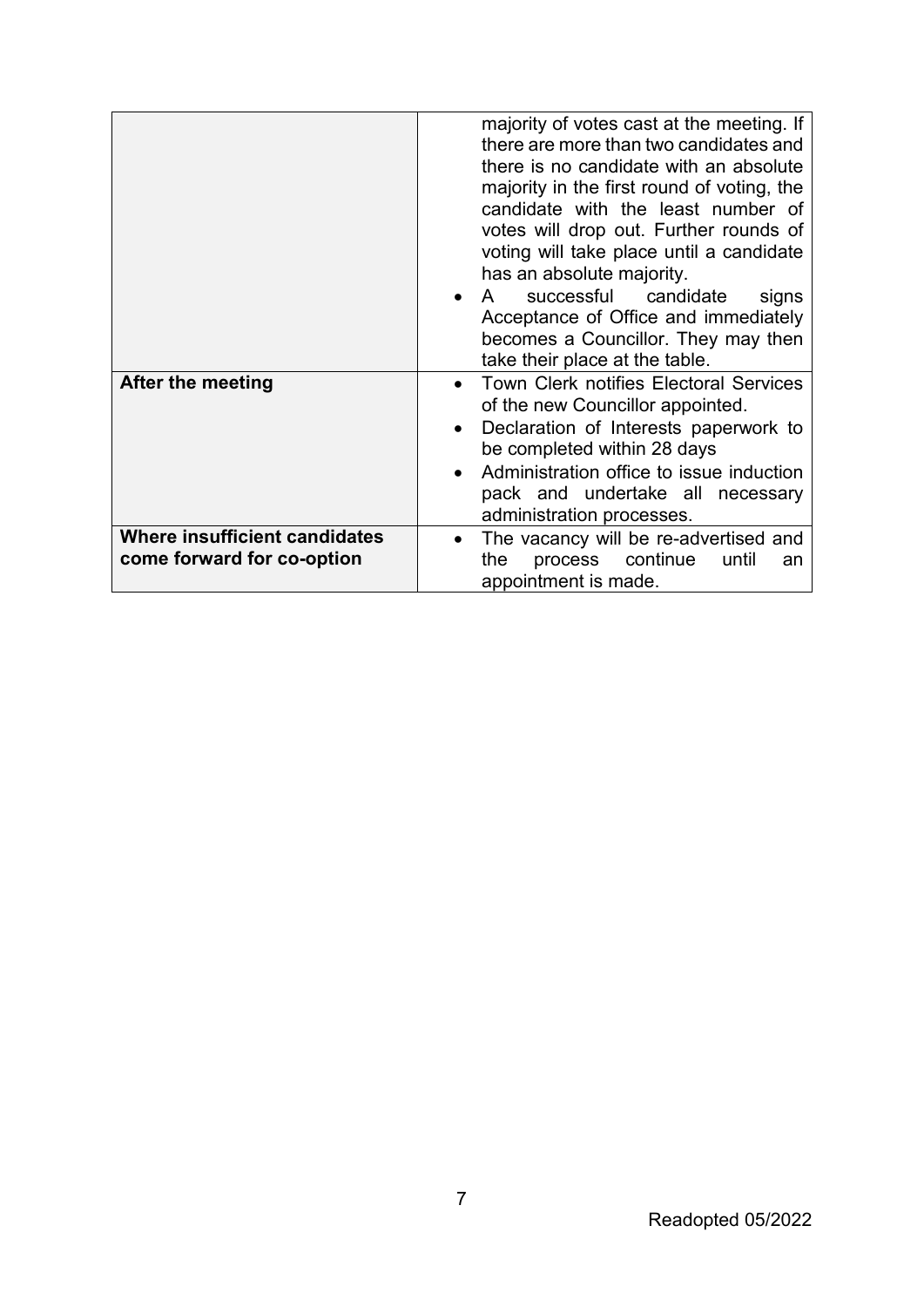| | |
|---|---|
| | majority of votes cast at the meeting. If there are more than two candidates and there is no candidate with an absolute majority in the first round of voting, the candidate with the least number of votes will drop out. Further rounds of voting will take place until a candidate has an absolute majority.<br>• A successful candidate signs Acceptance of Office and immediately becomes a Councillor. They may then take their place at the table. |
| **After the meeting** | • Town Clerk notifies Electoral Services of the new Councillor appointed.<br>• Declaration of Interests paperwork to be completed within 28 days<br>• Administration office to issue induction pack and undertake all necessary administration processes. |
| **Where insufficient candidates come forward for co-option** | • The vacancy will be re-advertised and the process continue until an appointment is made. |

Readopted 05/2022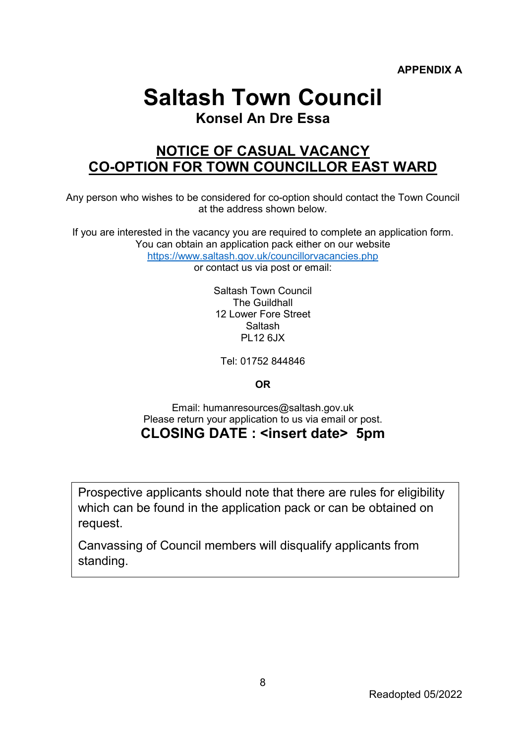**APPENDIX A**

# Saltash Town Council

## Konsel An Dre Essa

## NOTICE OF CASUAL VACANCY
## CO-OPTION FOR TOWN COUNCILLOR EAST WARD

Any person who wishes to be considered for co-option should contact the Town Council at the address shown below.

If you are interested in the vacancy you are required to complete an application form. You can obtain an application pack either on our website https://www.saltash.gov.uk/councillorvacancies.php or contact us via post or email:

Saltash Town Council
The Guildhall
12 Lower Fore Street
Saltash
PL12 6JX

Tel: 01752 844846

**OR**

Email: humanresources@saltash.gov.uk
Please return your application to us via email or post.

**CLOSING DATE : <insert date> 5pm**

Prospective applicants should note that there are rules for eligibility which can be found in the application pack or can be obtained on request.

Canvassing of Council members will disqualify applicants from standing.

Readopted 05/2022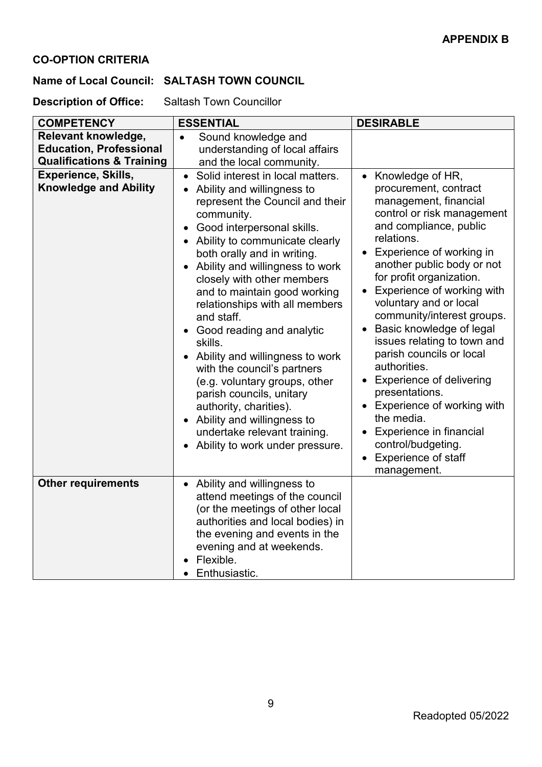**APPENDIX B**

**CO-OPTION CRITERIA**

**Name of Local Council: SALTASH TOWN COUNCIL**

**Description of Office:** Saltash Town Councillor

| COMPETENCY | ESSENTIAL | DESIRABLE |
|---|---|---|
| **Relevant knowledge, Education, Professional Qualifications & Training** | • Sound knowledge and understanding of local affairs and the local community. | |
| **Experience, Skills, Knowledge and Ability** | • Solid interest in local matters.<br>• Ability and willingness to represent the Council and their community.<br>• Good interpersonal skills.<br>• Ability to communicate clearly both orally and in writing.<br>• Ability and willingness to work closely with other members and to maintain good working relationships with all members and staff.<br>• Good reading and analytic skills.<br>• Ability and willingness to work with the council's partners (e.g. voluntary groups, other parish councils, unitary authority, charities).<br>• Ability and willingness to undertake relevant training.<br>• Ability to work under pressure. | • Knowledge of HR, procurement, contract management, financial control or risk management and compliance, public relations.<br>• Experience of working in another public body or not for profit organization.<br>• Experience of working with voluntary and or local community/interest groups.<br>• Basic knowledge of legal issues relating to town and parish councils or local authorities.<br>• Experience of delivering presentations.<br>• Experience of working with the media.<br>• Experience in financial control/budgeting.<br>• Experience of staff management. |
| **Other requirements** | • Ability and willingness to attend meetings of the council (or the meetings of other local authorities and local bodies) in the evening and events in the evening and at weekends.<br>• Flexible.<br>• Enthusiastic. | |

Readopted 05/2022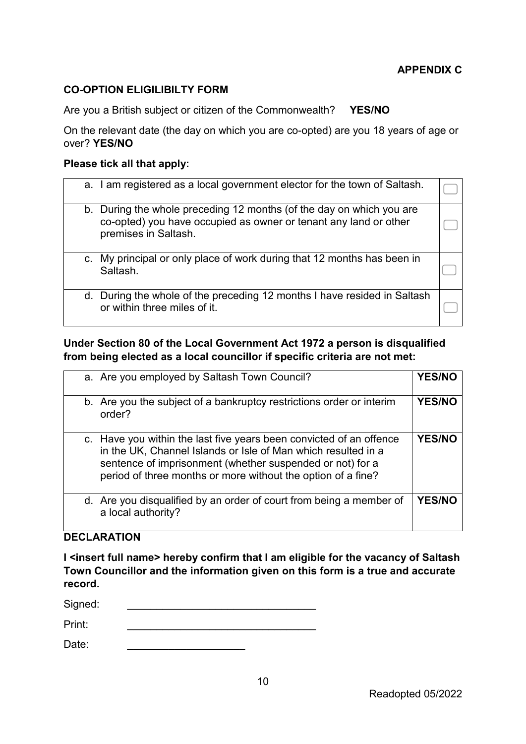**APPENDIX C**

## CO-OPTION ELIGILIBILTY FORM

Are you a British subject or citizen of the Commonwealth? **YES/NO**

On the relevant date (the day on which you are co-opted) are you 18 years of age or over? **YES/NO**

**Please tick all that apply:**

| | |
|---|---|
| a. I am registered as a local government elector for the town of Saltash. | ☐ |
| b. During the whole preceding 12 months (of the day on which you are co-opted) you have occupied as owner or tenant any land or other premises in Saltash. | ☐ |
| c. My principal or only place of work during that 12 months has been in Saltash. | ☐ |
| d. During the whole of the preceding 12 months I have resided in Saltash or within three miles of it. | ☐ |

**Under Section 80 of the Local Government Act 1972 a person is disqualified from being elected as a local councillor if specific criteria are not met:**

| | |
|---|---|
| a. Are you employed by Saltash Town Council? | **YES/NO** |
| b. Are you the subject of a bankruptcy restrictions order or interim order? | **YES/NO** |
| c. Have you within the last five years been convicted of an offence in the UK, Channel Islands or Isle of Man which resulted in a sentence of imprisonment (whether suspended or not) for a period of three months or more without the option of a fine? | **YES/NO** |
| d. Are you disqualified by an order of court from being a member of a local authority? | **YES/NO** |

**DECLARATION**

**I <insert full name> hereby confirm that I am eligible for the vacancy of Saltash Town Councillor and the information given on this form is a true and accurate record.**

Signed: ________________________________

Print: ________________________________

Date: ____________________

Readopted 05/2022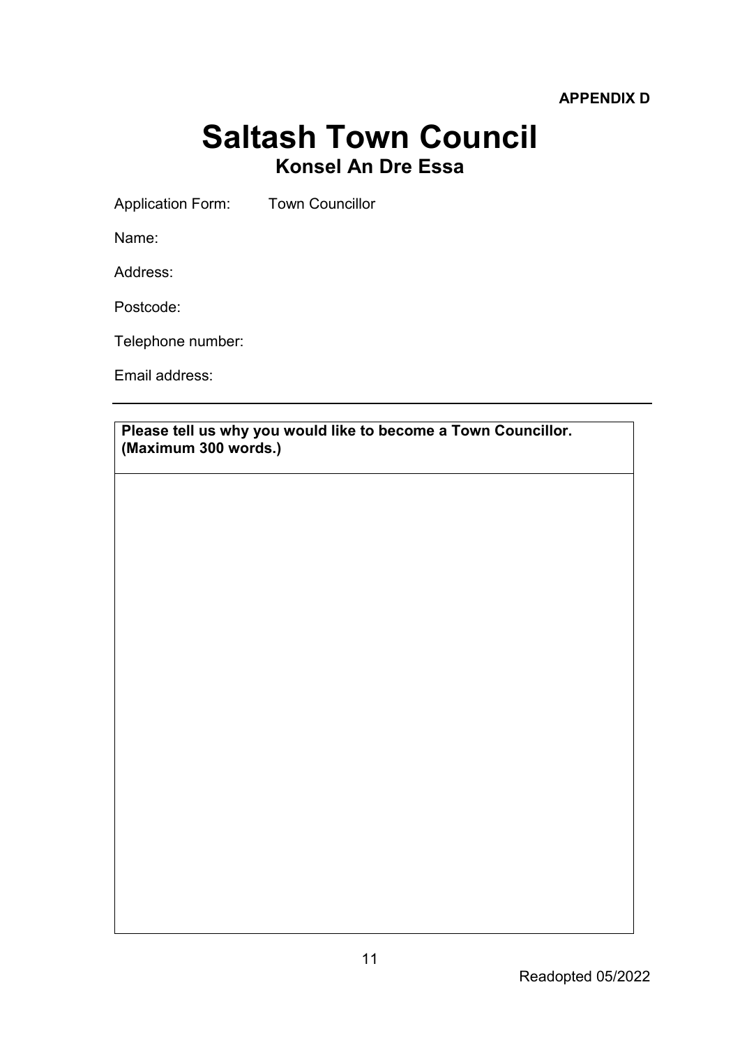**APPENDIX D**

# Saltash Town Council

## Konsel An Dre Essa

Application Form: Town Councillor

Name:

Address:

Postcode:

Telephone number:

Email address:

---

| **Please tell us why you would like to become a Town Councillor. (Maximum 300 words.)** |
| --- |
| |

Readopted 05/2022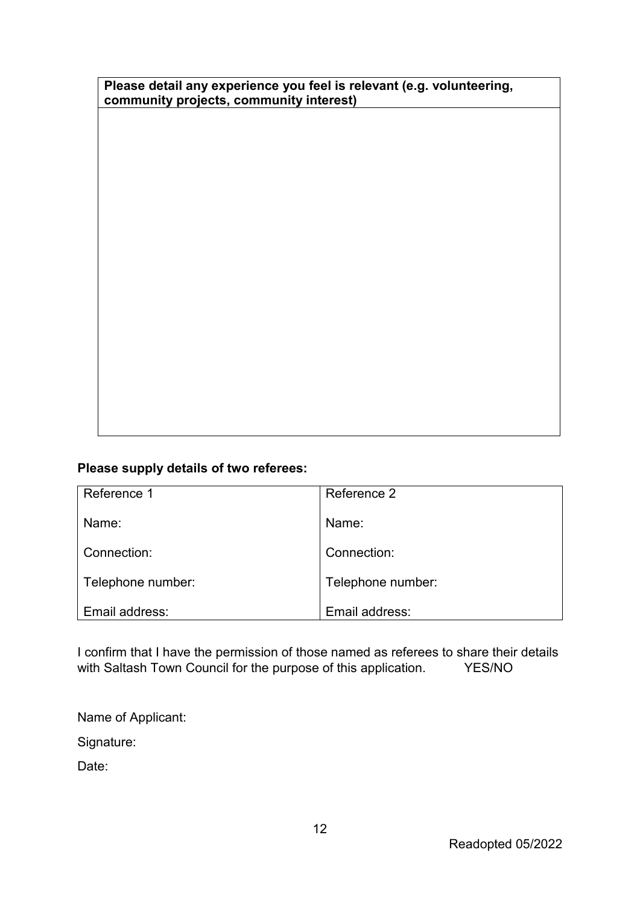| Please detail any experience you feel is relevant (e.g. volunteering, community projects, community interest) |
|---|
| |

**Please supply details of two referees:**

| Reference 1 | Reference 2 |
|---|---|
| Name: | Name: |
| Connection: | Connection: |
| Telephone number: | Telephone number: |
| Email address: | Email address: |

I confirm that I have the permission of those named as referees to share their details with Saltash Town Council for the purpose of this application. YES/NO

Name of Applicant:

Signature:

Date:

Readopted 05/2022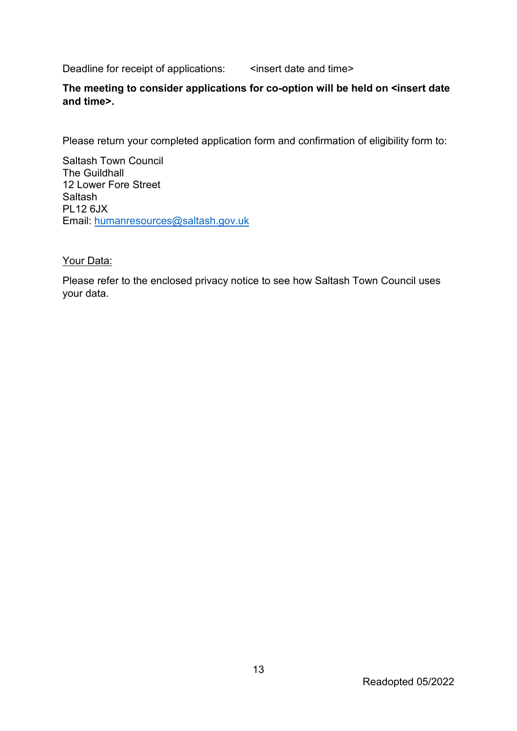Deadline for receipt of applications: <insert date and time>

**The meeting to consider applications for co-option will be held on <insert date and time>.**

Please return your completed application form and confirmation of eligibility form to:

Saltash Town Council
The Guildhall
12 Lower Fore Street
Saltash
PL12 6JX
Email: humanresources@saltash.gov.uk

Your Data:

Please refer to the enclosed privacy notice to see how Saltash Town Council uses your data.

Readopted 05/2022